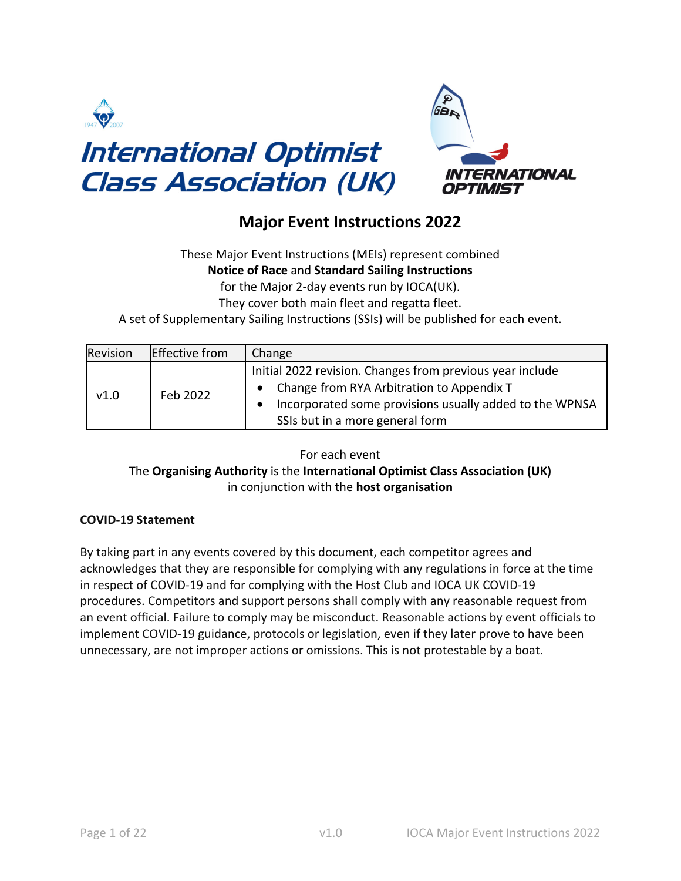# International Optimist Class Association (UK)

INTERNATIONAL OPTIMIST

## Major Event Instructions 2022

These Major Event Instructions (MEIs) represent combined
**Notice of Race** and **Standard Sailing Instructions**
for the Major 2-day events run by IOCA(UK).
They cover both main fleet and regatta fleet.
A set of Supplementary Sailing Instructions (SSIs) will be published for each event.

| Revision | Effective from | Change |
|---|---|---|
| v1.0 | Feb 2022 | Initial 2022 revision. Changes from previous year include<br>• Change from RYA Arbitration to Appendix T<br>• Incorporated some provisions usually added to the WPNSA SSIs but in a more general form |

For each event
The **Organising Authority** is the **International Optimist Class Association (UK)**
in conjunction with the **host organisation**

**COVID-19 Statement**

By taking part in any events covered by this document, each competitor agrees and acknowledges that they are responsible for complying with any regulations in force at the time in respect of COVID-19 and for complying with the Host Club and IOCA UK COVID-19 procedures. Competitors and support persons shall comply with any reasonable request from an event official. Failure to comply may be misconduct. Reasonable actions by event officials to implement COVID-19 guidance, protocols or legislation, even if they later prove to have been unnecessary, are not improper actions or omissions. This is not protestable by a boat.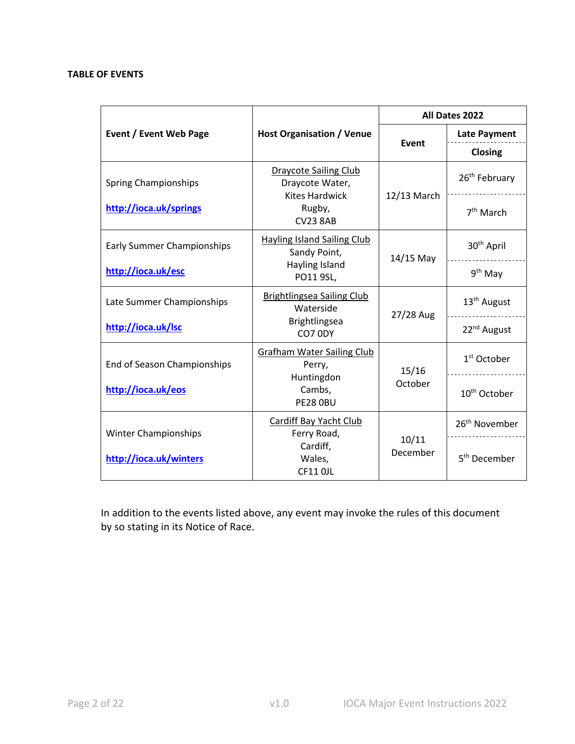**TABLE OF EVENTS**

| Event / Event Web Page | Host Organisation / Venue | All Dates 2022 | |
|---|---|---|---|
| | | Event | Late Payment / Closing |
| Spring Championships<br>http://ioca.uk/springs | Draycote Sailing Club<br>Draycote Water,<br>Kites Hardwick<br>Rugby,<br>CV23 8AB | 12/13 March | 26th February<br>7th March |
| Early Summer Championships<br>http://ioca.uk/esc | Hayling Island Sailing Club<br>Sandy Point,<br>Hayling Island<br>PO11 9SL, | 14/15 May | 30th April<br>9th May |
| Late Summer Championships<br>http://ioca.uk/lsc | Brightlingsea Sailing Club<br>Waterside<br>Brightlingsea<br>CO7 0DY | 27/28 Aug | 13th August<br>22nd August |
| End of Season Championships<br>http://ioca.uk/eos | Grafham Water Sailing Club<br>Perry,<br>Huntingdon<br>Cambs,<br>PE28 0BU | 15/16 October | 1st October<br>10th October |
| Winter Championships<br>http://ioca.uk/winters | Cardiff Bay Yacht Club<br>Ferry Road,<br>Cardiff,<br>Wales,<br>CF11 0JL | 10/11 December | 26th November<br>5th December |

In addition to the events listed above, any event may invoke the rules of this document by so stating in its Notice of Race.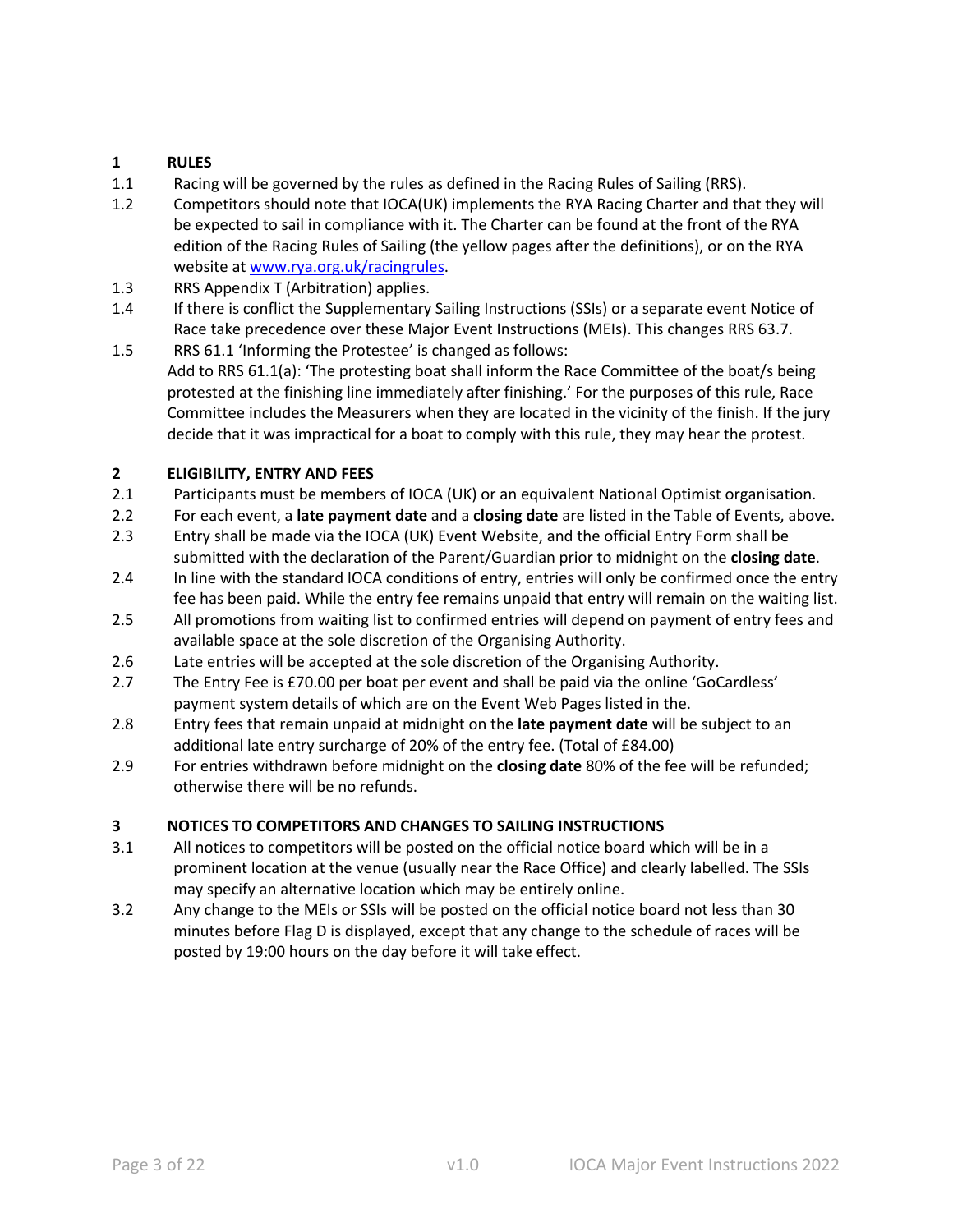## 1 RULES

1.1 Racing will be governed by the rules as defined in the Racing Rules of Sailing (RRS).

1.2 Competitors should note that IOCA(UK) implements the RYA Racing Charter and that they will be expected to sail in compliance with it. The Charter can be found at the front of the RYA edition of the Racing Rules of Sailing (the yellow pages after the definitions), or on the RYA website at www.rya.org.uk/racingrules.

1.3 RRS Appendix T (Arbitration) applies.

1.4 If there is conflict the Supplementary Sailing Instructions (SSIs) or a separate event Notice of Race take precedence over these Major Event Instructions (MEIs). This changes RRS 63.7.

1.5 RRS 61.1 'Informing the Protestee' is changed as follows:
Add to RRS 61.1(a): 'The protesting boat shall inform the Race Committee of the boat/s being protested at the finishing line immediately after finishing.' For the purposes of this rule, Race Committee includes the Measurers when they are located in the vicinity of the finish. If the jury decide that it was impractical for a boat to comply with this rule, they may hear the protest.

## 2 ELIGIBILITY, ENTRY AND FEES

2.1 Participants must be members of IOCA (UK) or an equivalent National Optimist organisation.

2.2 For each event, a **late payment date** and a **closing date** are listed in the Table of Events, above.

2.3 Entry shall be made via the IOCA (UK) Event Website, and the official Entry Form shall be submitted with the declaration of the Parent/Guardian prior to midnight on the **closing date**.

2.4 In line with the standard IOCA conditions of entry, entries will only be confirmed once the entry fee has been paid. While the entry fee remains unpaid that entry will remain on the waiting list.

2.5 All promotions from waiting list to confirmed entries will depend on payment of entry fees and available space at the sole discretion of the Organising Authority.

2.6 Late entries will be accepted at the sole discretion of the Organising Authority.

2.7 The Entry Fee is £70.00 per boat per event and shall be paid via the online 'GoCardless' payment system details of which are on the Event Web Pages listed in the.

2.8 Entry fees that remain unpaid at midnight on the **late payment date** will be subject to an additional late entry surcharge of 20% of the entry fee. (Total of £84.00)

2.9 For entries withdrawn before midnight on the **closing date** 80% of the fee will be refunded; otherwise there will be no refunds.

## 3 NOTICES TO COMPETITORS AND CHANGES TO SAILING INSTRUCTIONS

3.1 All notices to competitors will be posted on the official notice board which will be in a prominent location at the venue (usually near the Race Office) and clearly labelled. The SSIs may specify an alternative location which may be entirely online.

3.2 Any change to the MEIs or SSIs will be posted on the official notice board not less than 30 minutes before Flag D is displayed, except that any change to the schedule of races will be posted by 19:00 hours on the day before it will take effect.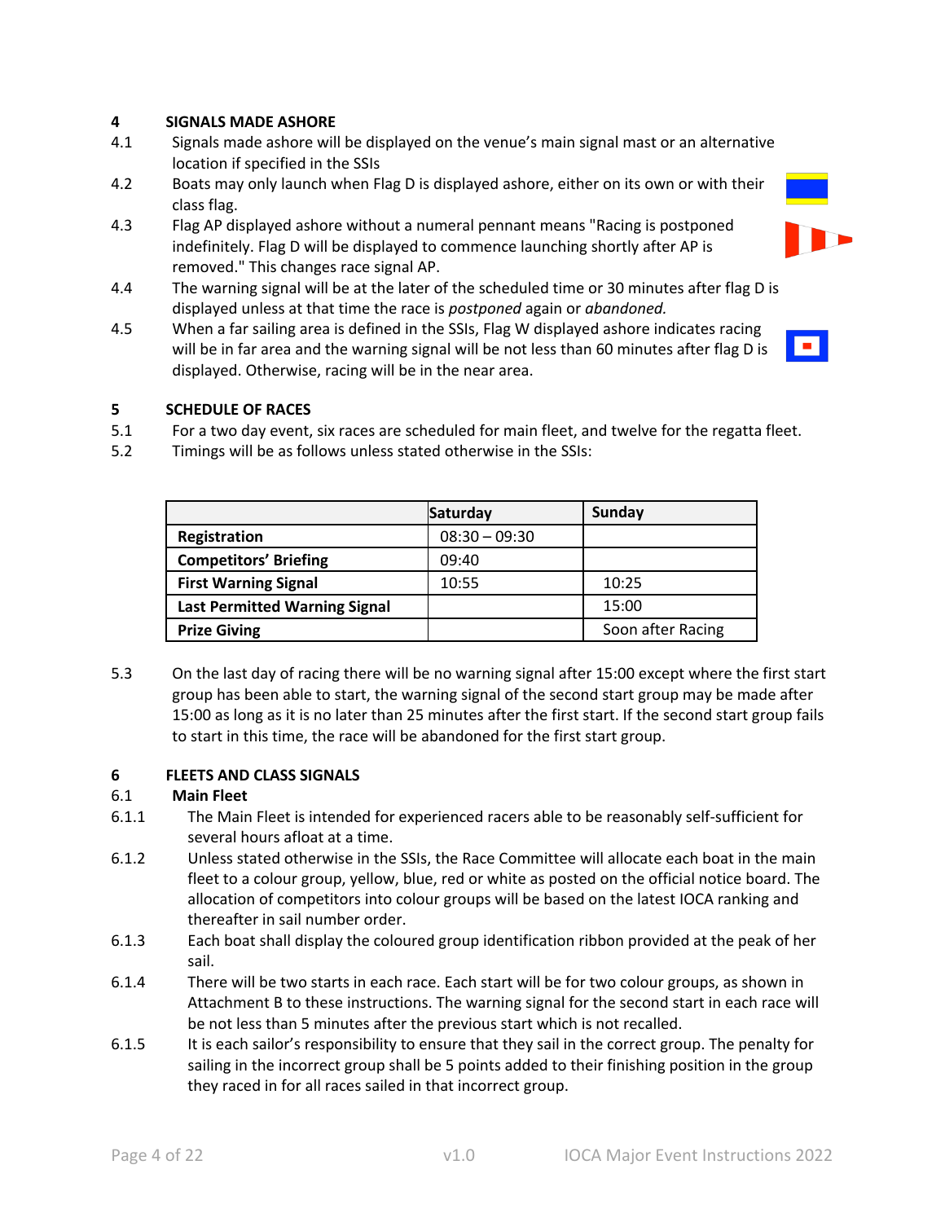## 4 SIGNALS MADE ASHORE

4.1 Signals made ashore will be displayed on the venue's main signal mast or an alternative location if specified in the SSIs

4.2 Boats may only launch when Flag D is displayed ashore, either on its own or with their class flag.

4.3 Flag AP displayed ashore without a numeral pennant means "Racing is postponed indefinitely. Flag D will be displayed to commence launching shortly after AP is removed." This changes race signal AP.

4.4 The warning signal will be at the later of the scheduled time or 30 minutes after flag D is displayed unless at that time the race is *postponed* again or *abandoned.*

4.5 When a far sailing area is defined in the SSIs, Flag W displayed ashore indicates racing will be in far area and the warning signal will be not less than 60 minutes after flag D is displayed. Otherwise, racing will be in the near area.

## 5 SCHEDULE OF RACES

5.1 For a two day event, six races are scheduled for main fleet, and twelve for the regatta fleet.

5.2 Timings will be as follows unless stated otherwise in the SSIs:

| | Saturday | Sunday |
|---|---|---|
| **Registration** | 08:30 – 09:30 | |
| **Competitors' Briefing** | 09:40 | |
| **First Warning Signal** | 10:55 | 10:25 |
| **Last Permitted Warning Signal** | | 15:00 |
| **Prize Giving** | | Soon after Racing |

5.3 On the last day of racing there will be no warning signal after 15:00 except where the first start group has been able to start, the warning signal of the second start group may be made after 15:00 as long as it is no later than 25 minutes after the first start. If the second start group fails to start in this time, the race will be abandoned for the first start group.

## 6 FLEETS AND CLASS SIGNALS

### 6.1 Main Fleet

6.1.1 The Main Fleet is intended for experienced racers able to be reasonably self-sufficient for several hours afloat at a time.

6.1.2 Unless stated otherwise in the SSIs, the Race Committee will allocate each boat in the main fleet to a colour group, yellow, blue, red or white as posted on the official notice board. The allocation of competitors into colour groups will be based on the latest IOCA ranking and thereafter in sail number order.

6.1.3 Each boat shall display the coloured group identification ribbon provided at the peak of her sail.

6.1.4 There will be two starts in each race. Each start will be for two colour groups, as shown in Attachment B to these instructions. The warning signal for the second start in each race will be not less than 5 minutes after the previous start which is not recalled.

6.1.5 It is each sailor's responsibility to ensure that they sail in the correct group. The penalty for sailing in the incorrect group shall be 5 points added to their finishing position in the group they raced in for all races sailed in that incorrect group.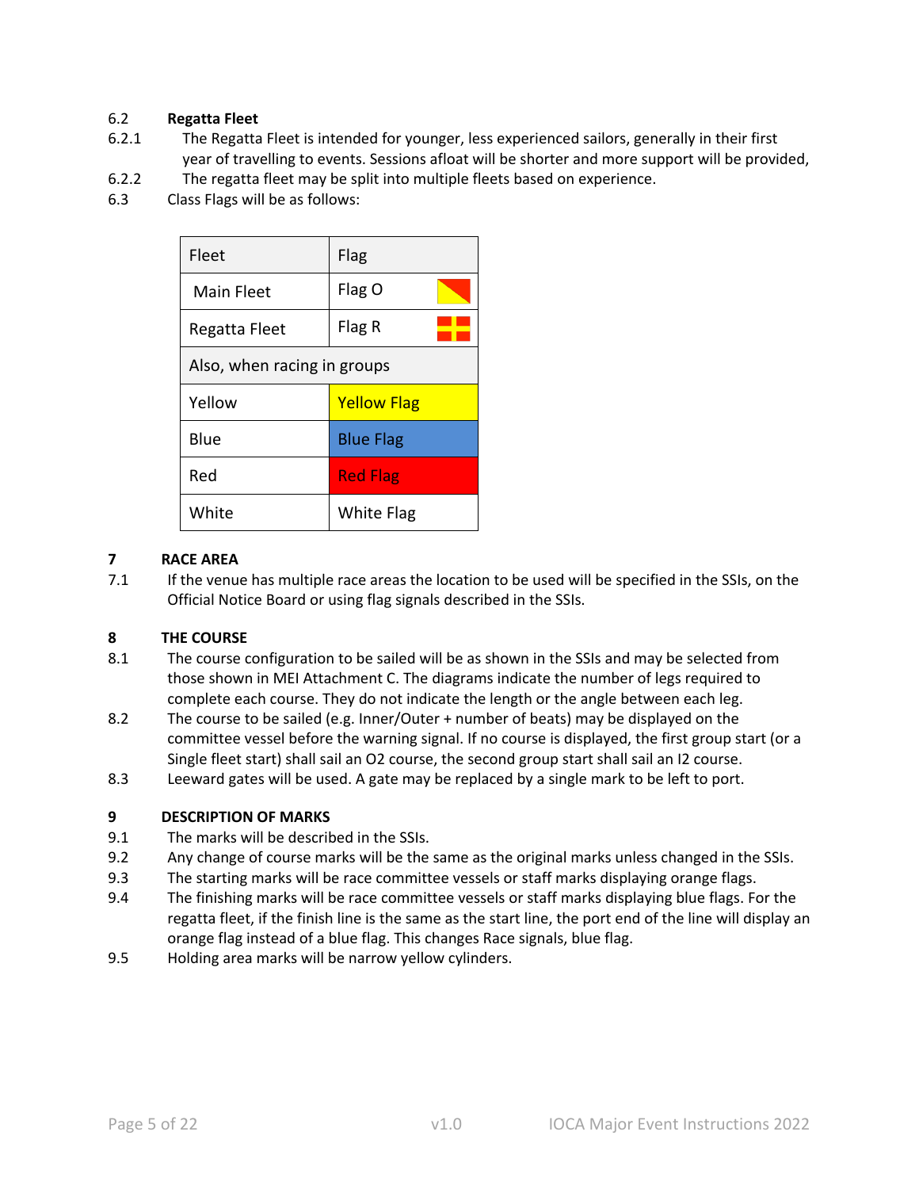6.2 **Regatta Fleet**

6.2.1 The Regatta Fleet is intended for younger, less experienced sailors, generally in their first year of travelling to events. Sessions afloat will be shorter and more support will be provided,

6.2.2 The regatta fleet may be split into multiple fleets based on experience.

6.3 Class Flags will be as follows:

| Fleet | Flag |
|---|---|
| Main Fleet | Flag O |
| Regatta Fleet | Flag R |
| Also, when racing in groups | |
| Yellow | Yellow Flag |
| Blue | Blue Flag |
| Red | Red Flag |
| White | White Flag |

## 7 RACE AREA

7.1 If the venue has multiple race areas the location to be used will be specified in the SSIs, on the Official Notice Board or using flag signals described in the SSIs.

## 8 THE COURSE

8.1 The course configuration to be sailed will be as shown in the SSIs and may be selected from those shown in MEI Attachment C. The diagrams indicate the number of legs required to complete each course. They do not indicate the length or the angle between each leg.

8.2 The course to be sailed (e.g. Inner/Outer + number of beats) may be displayed on the committee vessel before the warning signal. If no course is displayed, the first group start (or a Single fleet start) shall sail an O2 course, the second group start shall sail an I2 course.

8.3 Leeward gates will be used. A gate may be replaced by a single mark to be left to port.

## 9 DESCRIPTION OF MARKS

9.1 The marks will be described in the SSIs.

9.2 Any change of course marks will be the same as the original marks unless changed in the SSIs.

9.3 The starting marks will be race committee vessels or staff marks displaying orange flags.

9.4 The finishing marks will be race committee vessels or staff marks displaying blue flags. For the regatta fleet, if the finish line is the same as the start line, the port end of the line will display an orange flag instead of a blue flag. This changes Race signals, blue flag.

9.5 Holding area marks will be narrow yellow cylinders.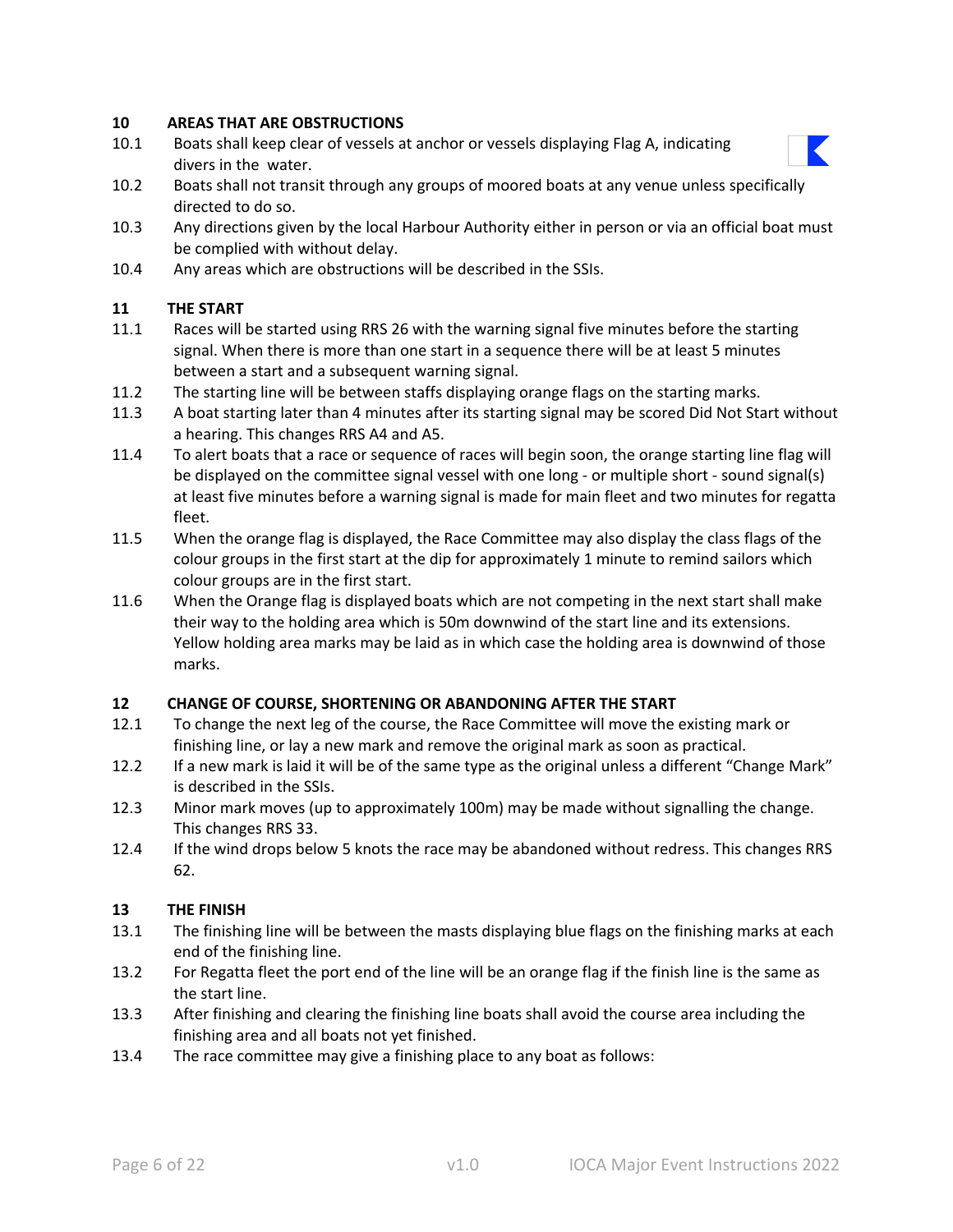## 10 AREAS THAT ARE OBSTRUCTIONS

10.1 Boats shall keep clear of vessels at anchor or vessels displaying Flag A, indicating divers in the water.

10.2 Boats shall not transit through any groups of moored boats at any venue unless specifically directed to do so.

10.3 Any directions given by the local Harbour Authority either in person or via an official boat must be complied with without delay.

10.4 Any areas which are obstructions will be described in the SSIs.

## 11 THE START

11.1 Races will be started using RRS 26 with the warning signal five minutes before the starting signal. When there is more than one start in a sequence there will be at least 5 minutes between a start and a subsequent warning signal.

11.2 The starting line will be between staffs displaying orange flags on the starting marks.

11.3 A boat starting later than 4 minutes after its starting signal may be scored Did Not Start without a hearing. This changes RRS A4 and A5.

11.4 To alert boats that a race or sequence of races will begin soon, the orange starting line flag will be displayed on the committee signal vessel with one long - or multiple short - sound signal(s) at least five minutes before a warning signal is made for main fleet and two minutes for regatta fleet.

11.5 When the orange flag is displayed, the Race Committee may also display the class flags of the colour groups in the first start at the dip for approximately 1 minute to remind sailors which colour groups are in the first start.

11.6 When the Orange flag is displayed boats which are not competing in the next start shall make their way to the holding area which is 50m downwind of the start line and its extensions. Yellow holding area marks may be laid as in which case the holding area is downwind of those marks.

## 12 CHANGE OF COURSE, SHORTENING OR ABANDONING AFTER THE START

12.1 To change the next leg of the course, the Race Committee will move the existing mark or finishing line, or lay a new mark and remove the original mark as soon as practical.

12.2 If a new mark is laid it will be of the same type as the original unless a different "Change Mark" is described in the SSIs.

12.3 Minor mark moves (up to approximately 100m) may be made without signalling the change. This changes RRS 33.

12.4 If the wind drops below 5 knots the race may be abandoned without redress. This changes RRS 62.

## 13 THE FINISH

13.1 The finishing line will be between the masts displaying blue flags on the finishing marks at each end of the finishing line.

13.2 For Regatta fleet the port end of the line will be an orange flag if the finish line is the same as the start line.

13.3 After finishing and clearing the finishing line boats shall avoid the course area including the finishing area and all boats not yet finished.

13.4 The race committee may give a finishing place to any boat as follows: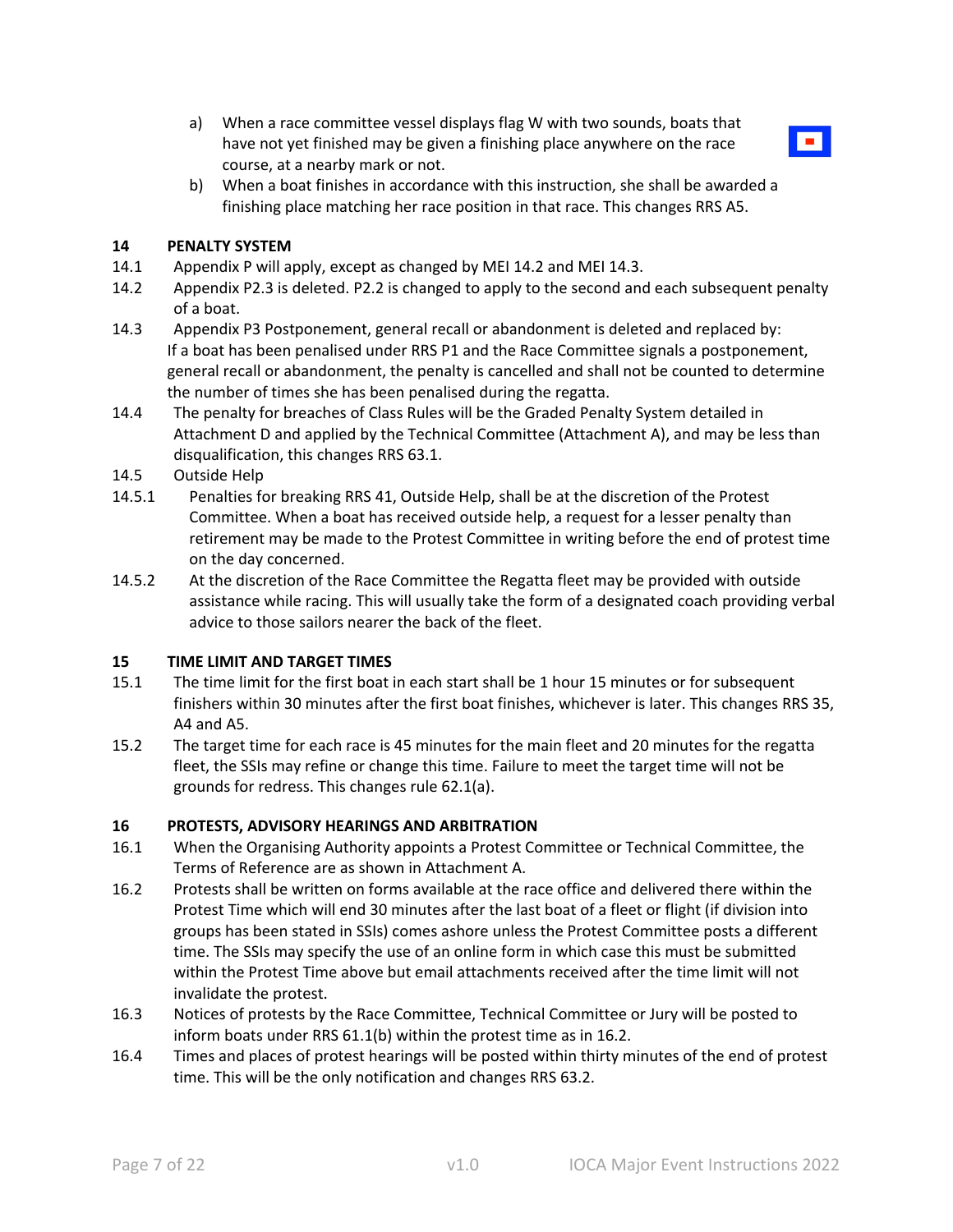a) When a race committee vessel displays flag W with two sounds, boats that have not yet finished may be given a finishing place anywhere on the race course, at a nearby mark or not.

b) When a boat finishes in accordance with this instruction, she shall be awarded a finishing place matching her race position in that race. This changes RRS A5.

## 14 PENALTY SYSTEM

14.1 Appendix P will apply, except as changed by MEI 14.2 and MEI 14.3.

14.2 Appendix P2.3 is deleted. P2.2 is changed to apply to the second and each subsequent penalty of a boat.

14.3 Appendix P3 Postponement, general recall or abandonment is deleted and replaced by: If a boat has been penalised under RRS P1 and the Race Committee signals a postponement, general recall or abandonment, the penalty is cancelled and shall not be counted to determine the number of times she has been penalised during the regatta.

14.4 The penalty for breaches of Class Rules will be the Graded Penalty System detailed in Attachment D and applied by the Technical Committee (Attachment A), and may be less than disqualification, this changes RRS 63.1.

14.5 Outside Help

14.5.1 Penalties for breaking RRS 41, Outside Help, shall be at the discretion of the Protest Committee. When a boat has received outside help, a request for a lesser penalty than retirement may be made to the Protest Committee in writing before the end of protest time on the day concerned.

14.5.2 At the discretion of the Race Committee the Regatta fleet may be provided with outside assistance while racing. This will usually take the form of a designated coach providing verbal advice to those sailors nearer the back of the fleet.

## 15 TIME LIMIT AND TARGET TIMES

15.1 The time limit for the first boat in each start shall be 1 hour 15 minutes or for subsequent finishers within 30 minutes after the first boat finishes, whichever is later. This changes RRS 35, A4 and A5.

15.2 The target time for each race is 45 minutes for the main fleet and 20 minutes for the regatta fleet, the SSIs may refine or change this time. Failure to meet the target time will not be grounds for redress. This changes rule 62.1(a).

## 16 PROTESTS, ADVISORY HEARINGS AND ARBITRATION

16.1 When the Organising Authority appoints a Protest Committee or Technical Committee, the Terms of Reference are as shown in Attachment A.

16.2 Protests shall be written on forms available at the race office and delivered there within the Protest Time which will end 30 minutes after the last boat of a fleet or flight (if division into groups has been stated in SSIs) comes ashore unless the Protest Committee posts a different time. The SSIs may specify the use of an online form in which case this must be submitted within the Protest Time above but email attachments received after the time limit will not invalidate the protest.

16.3 Notices of protests by the Race Committee, Technical Committee or Jury will be posted to inform boats under RRS 61.1(b) within the protest time as in 16.2.

16.4 Times and places of protest hearings will be posted within thirty minutes of the end of protest time. This will be the only notification and changes RRS 63.2.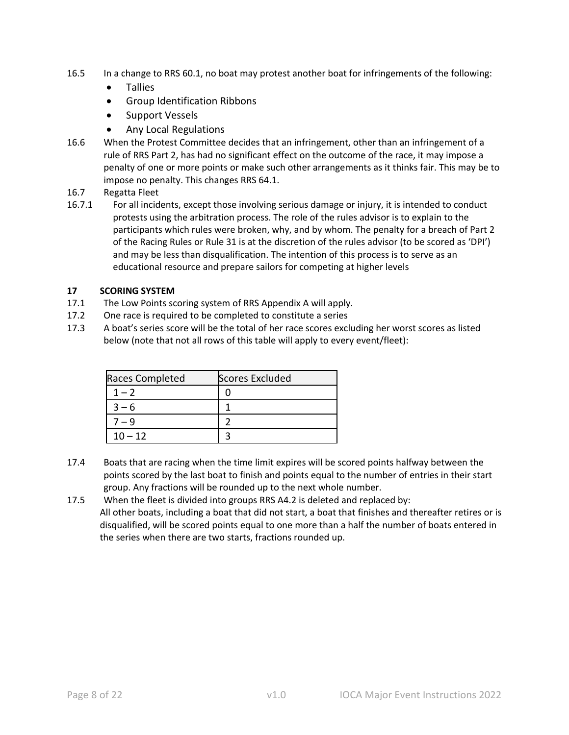16.5 In a change to RRS 60.1, no boat may protest another boat for infringements of the following:

- Tallies
- Group Identification Ribbons
- Support Vessels
- Any Local Regulations

16.6 When the Protest Committee decides that an infringement, other than an infringement of a rule of RRS Part 2, has had no significant effect on the outcome of the race, it may impose a penalty of one or more points or make such other arrangements as it thinks fair. This may be to impose no penalty. This changes RRS 64.1.

16.7 Regatta Fleet

16.7.1 For all incidents, except those involving serious damage or injury, it is intended to conduct protests using the arbitration process. The role of the rules advisor is to explain to the participants which rules were broken, why, and by whom. The penalty for a breach of Part 2 of the Racing Rules or Rule 31 is at the discretion of the rules advisor (to be scored as 'DPI') and may be less than disqualification. The intention of this process is to serve as an educational resource and prepare sailors for competing at higher levels

**17 SCORING SYSTEM**

17.1 The Low Points scoring system of RRS Appendix A will apply.

17.2 One race is required to be completed to constitute a series

17.3 A boat's series score will be the total of her race scores excluding her worst scores as listed below (note that not all rows of this table will apply to every event/fleet):

| Races Completed | Scores Excluded |
|---|---|
| 1 – 2 | 0 |
| 3 – 6 | 1 |
| 7 – 9 | 2 |
| 10 – 12 | 3 |

17.4 Boats that are racing when the time limit expires will be scored points halfway between the points scored by the last boat to finish and points equal to the number of entries in their start group. Any fractions will be rounded up to the next whole number.

17.5 When the fleet is divided into groups RRS A4.2 is deleted and replaced by:
All other boats, including a boat that did not start, a boat that finishes and thereafter retires or is disqualified, will be scored points equal to one more than a half the number of boats entered in the series when there are two starts, fractions rounded up.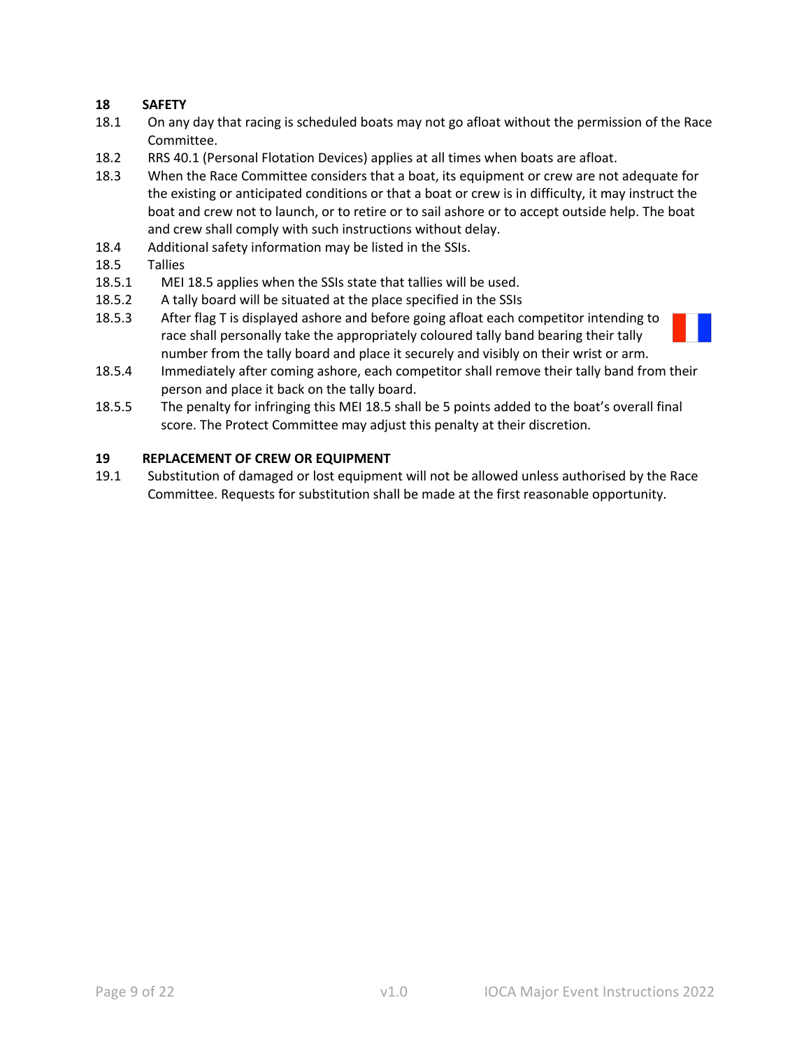## 18 SAFETY

18.1 On any day that racing is scheduled boats may not go afloat without the permission of the Race Committee.

18.2 RRS 40.1 (Personal Flotation Devices) applies at all times when boats are afloat.

18.3 When the Race Committee considers that a boat, its equipment or crew are not adequate for the existing or anticipated conditions or that a boat or crew is in difficulty, it may instruct the boat and crew not to launch, or to retire or to sail ashore or to accept outside help. The boat and crew shall comply with such instructions without delay.

18.4 Additional safety information may be listed in the SSIs.

18.5 Tallies

18.5.1 MEI 18.5 applies when the SSIs state that tallies will be used.

18.5.2 A tally board will be situated at the place specified in the SSIs

18.5.3 After flag T is displayed ashore and before going afloat each competitor intending to race shall personally take the appropriately coloured tally band bearing their tally number from the tally board and place it securely and visibly on their wrist or arm.

18.5.4 Immediately after coming ashore, each competitor shall remove their tally band from their person and place it back on the tally board.

18.5.5 The penalty for infringing this MEI 18.5 shall be 5 points added to the boat's overall final score. The Protect Committee may adjust this penalty at their discretion.

## 19 REPLACEMENT OF CREW OR EQUIPMENT

19.1 Substitution of damaged or lost equipment will not be allowed unless authorised by the Race Committee. Requests for substitution shall be made at the first reasonable opportunity.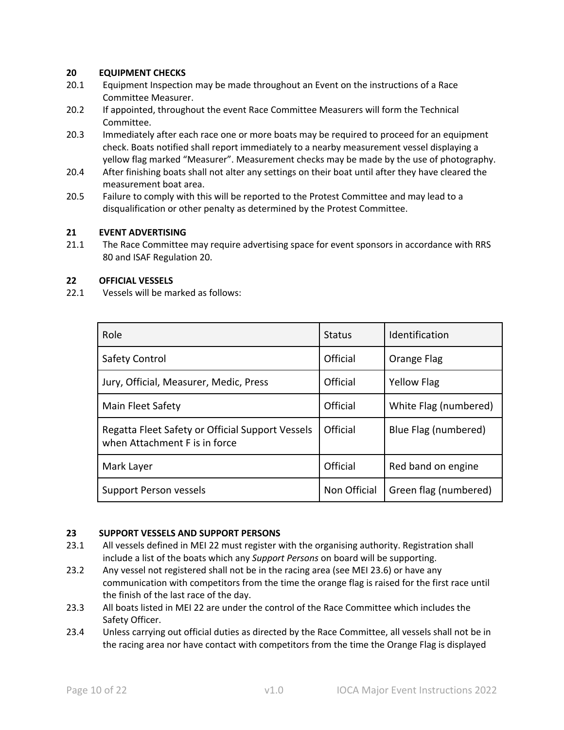## 20 EQUIPMENT CHECKS

20.1 Equipment Inspection may be made throughout an Event on the instructions of a Race Committee Measurer.

20.2 If appointed, throughout the event Race Committee Measurers will form the Technical Committee.

20.3 Immediately after each race one or more boats may be required to proceed for an equipment check. Boats notified shall report immediately to a nearby measurement vessel displaying a yellow flag marked "Measurer". Measurement checks may be made by the use of photography.

20.4 After finishing boats shall not alter any settings on their boat until after they have cleared the measurement boat area.

20.5 Failure to comply with this will be reported to the Protest Committee and may lead to a disqualification or other penalty as determined by the Protest Committee.

## 21 EVENT ADVERTISING

21.1 The Race Committee may require advertising space for event sponsors in accordance with RRS 80 and ISAF Regulation 20.

## 22 OFFICIAL VESSELS

22.1 Vessels will be marked as follows:

| Role | Status | Identification |
|---|---|---|
| Safety Control | Official | Orange Flag |
| Jury, Official, Measurer, Medic, Press | Official | Yellow Flag |
| Main Fleet Safety | Official | White Flag (numbered) |
| Regatta Fleet Safety or Official Support Vessels when Attachment F is in force | Official | Blue Flag (numbered) |
| Mark Layer | Official | Red band on engine |
| Support Person vessels | Non Official | Green flag (numbered) |

## 23 SUPPORT VESSELS AND SUPPORT PERSONS

23.1 All vessels defined in MEI 22 must register with the organising authority. Registration shall include a list of the boats which any *Support Persons* on board will be supporting.

23.2 Any vessel not registered shall not be in the racing area (see MEI 23.6) or have any communication with competitors from the time the orange flag is raised for the first race until the finish of the last race of the day.

23.3 All boats listed in MEI 22 are under the control of the Race Committee which includes the Safety Officer.

23.4 Unless carrying out official duties as directed by the Race Committee, all vessels shall not be in the racing area nor have contact with competitors from the time the Orange Flag is displayed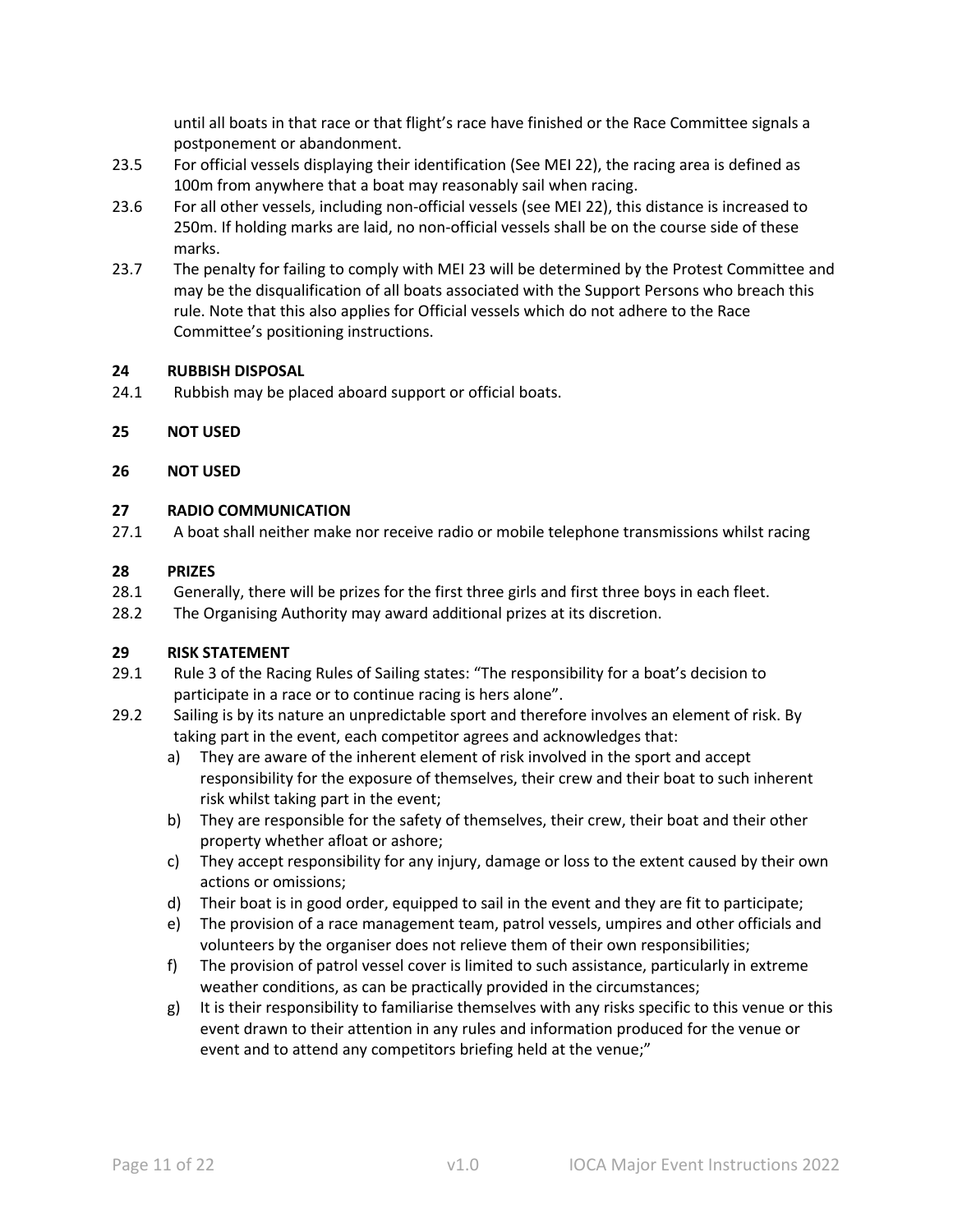until all boats in that race or that flight's race have finished or the Race Committee signals a postponement or abandonment.

23.5 For official vessels displaying their identification (See MEI 22), the racing area is defined as 100m from anywhere that a boat may reasonably sail when racing.

23.6 For all other vessels, including non-official vessels (see MEI 22), this distance is increased to 250m. If holding marks are laid, no non-official vessels shall be on the course side of these marks.

23.7 The penalty for failing to comply with MEI 23 will be determined by the Protest Committee and may be the disqualification of all boats associated with the Support Persons who breach this rule. Note that this also applies for Official vessels which do not adhere to the Race Committee's positioning instructions.

## 24 RUBBISH DISPOSAL

24.1 Rubbish may be placed aboard support or official boats.

## 25 NOT USED

## 26 NOT USED

## 27 RADIO COMMUNICATION

27.1 A boat shall neither make nor receive radio or mobile telephone transmissions whilst racing

## 28 PRIZES

28.1 Generally, there will be prizes for the first three girls and first three boys in each fleet.

28.2 The Organising Authority may award additional prizes at its discretion.

## 29 RISK STATEMENT

29.1 Rule 3 of the Racing Rules of Sailing states: "The responsibility for a boat's decision to participate in a race or to continue racing is hers alone".

29.2 Sailing is by its nature an unpredictable sport and therefore involves an element of risk. By taking part in the event, each competitor agrees and acknowledges that:

a) They are aware of the inherent element of risk involved in the sport and accept responsibility for the exposure of themselves, their crew and their boat to such inherent risk whilst taking part in the event;
b) They are responsible for the safety of themselves, their crew, their boat and their other property whether afloat or ashore;
c) They accept responsibility for any injury, damage or loss to the extent caused by their own actions or omissions;
d) Their boat is in good order, equipped to sail in the event and they are fit to participate;
e) The provision of a race management team, patrol vessels, umpires and other officials and volunteers by the organiser does not relieve them of their own responsibilities;
f) The provision of patrol vessel cover is limited to such assistance, particularly in extreme weather conditions, as can be practically provided in the circumstances;
g) It is their responsibility to familiarise themselves with any risks specific to this venue or this event drawn to their attention in any rules and information produced for the venue or event and to attend any competitors briefing held at the venue;"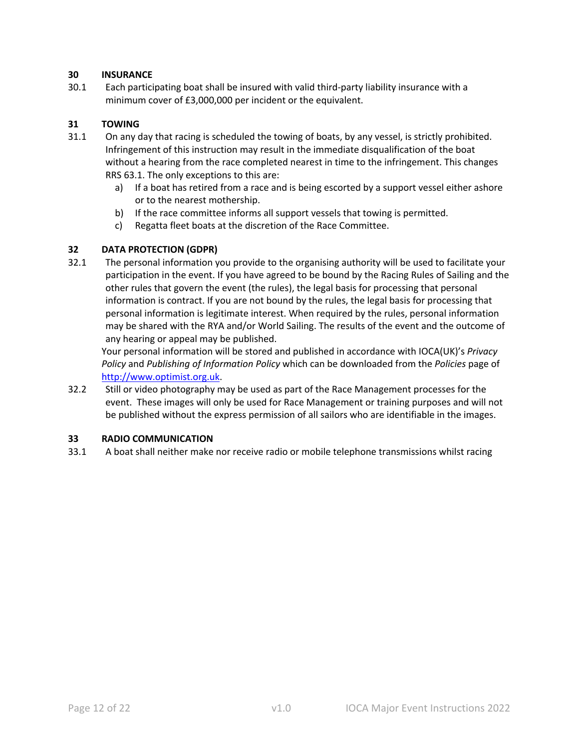## 30 INSURANCE

30.1 Each participating boat shall be insured with valid third-party liability insurance with a minimum cover of £3,000,000 per incident or the equivalent.

## 31 TOWING

31.1 On any day that racing is scheduled the towing of boats, by any vessel, is strictly prohibited. Infringement of this instruction may result in the immediate disqualification of the boat without a hearing from the race completed nearest in time to the infringement. This changes RRS 63.1. The only exceptions to this are:

a) If a boat has retired from a race and is being escorted by a support vessel either ashore or to the nearest mothership.

b) If the race committee informs all support vessels that towing is permitted.

c) Regatta fleet boats at the discretion of the Race Committee.

## 32 DATA PROTECTION (GDPR)

32.1 The personal information you provide to the organising authority will be used to facilitate your participation in the event. If you have agreed to be bound by the Racing Rules of Sailing and the other rules that govern the event (the rules), the legal basis for processing that personal information is contract. If you are not bound by the rules, the legal basis for processing that personal information is legitimate interest. When required by the rules, personal information may be shared with the RYA and/or World Sailing. The results of the event and the outcome of any hearing or appeal may be published.

Your personal information will be stored and published in accordance with IOCA(UK)'s *Privacy Policy* and *Publishing of Information Policy* which can be downloaded from the *Policies* page of [http://www.optimist.org.uk](http://www.optimist.org.uk).

32.2 Still or video photography may be used as part of the Race Management processes for the event. These images will only be used for Race Management or training purposes and will not be published without the express permission of all sailors who are identifiable in the images.

## 33 RADIO COMMUNICATION

33.1 A boat shall neither make nor receive radio or mobile telephone transmissions whilst racing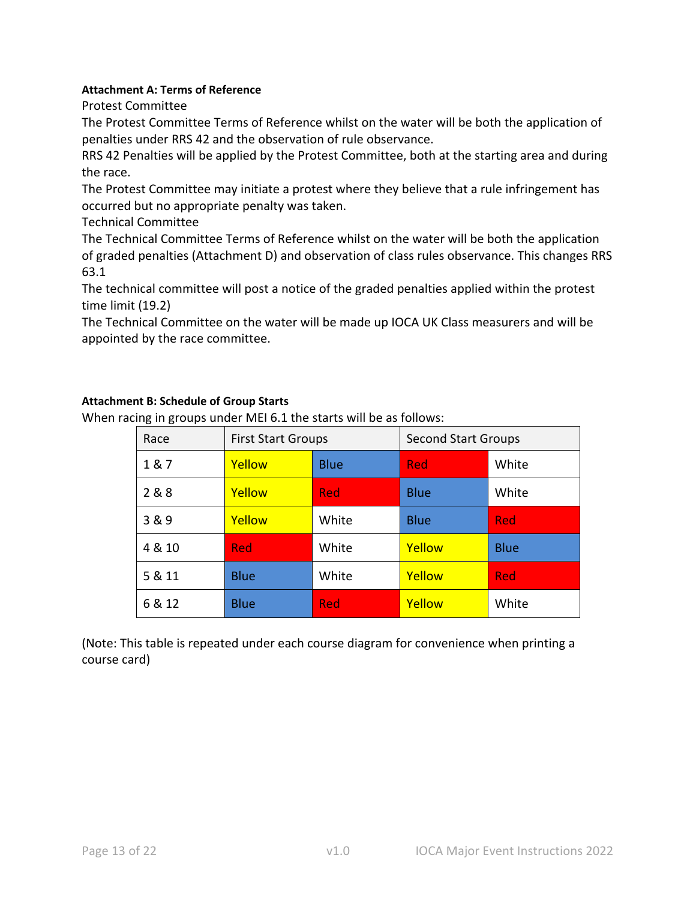**Attachment A: Terms of Reference**

Protest Committee

The Protest Committee Terms of Reference whilst on the water will be both the application of penalties under RRS 42 and the observation of rule observance.

RRS 42 Penalties will be applied by the Protest Committee, both at the starting area and during the race.

The Protest Committee may initiate a protest where they believe that a rule infringement has occurred but no appropriate penalty was taken.

Technical Committee

The Technical Committee Terms of Reference whilst on the water will be both the application of graded penalties (Attachment D) and observation of class rules observance. This changes RRS 63.1

The technical committee will post a notice of the graded penalties applied within the protest time limit (19.2)

The Technical Committee on the water will be made up IOCA UK Class measurers and will be appointed by the race committee.

**Attachment B: Schedule of Group Starts**

When racing in groups under MEI 6.1 the starts will be as follows:

| Race | First Start Groups | | Second Start Groups | |
|---|---|---|---|---|
| 1 & 7 | Yellow | Blue | Red | White |
| 2 & 8 | Yellow | Red | Blue | White |
| 3 & 9 | Yellow | White | Blue | Red |
| 4 & 10 | Red | White | Yellow | Blue |
| 5 & 11 | Blue | White | Yellow | Red |
| 6 & 12 | Blue | Red | Yellow | White |

(Note: This table is repeated under each course diagram for convenience when printing a course card)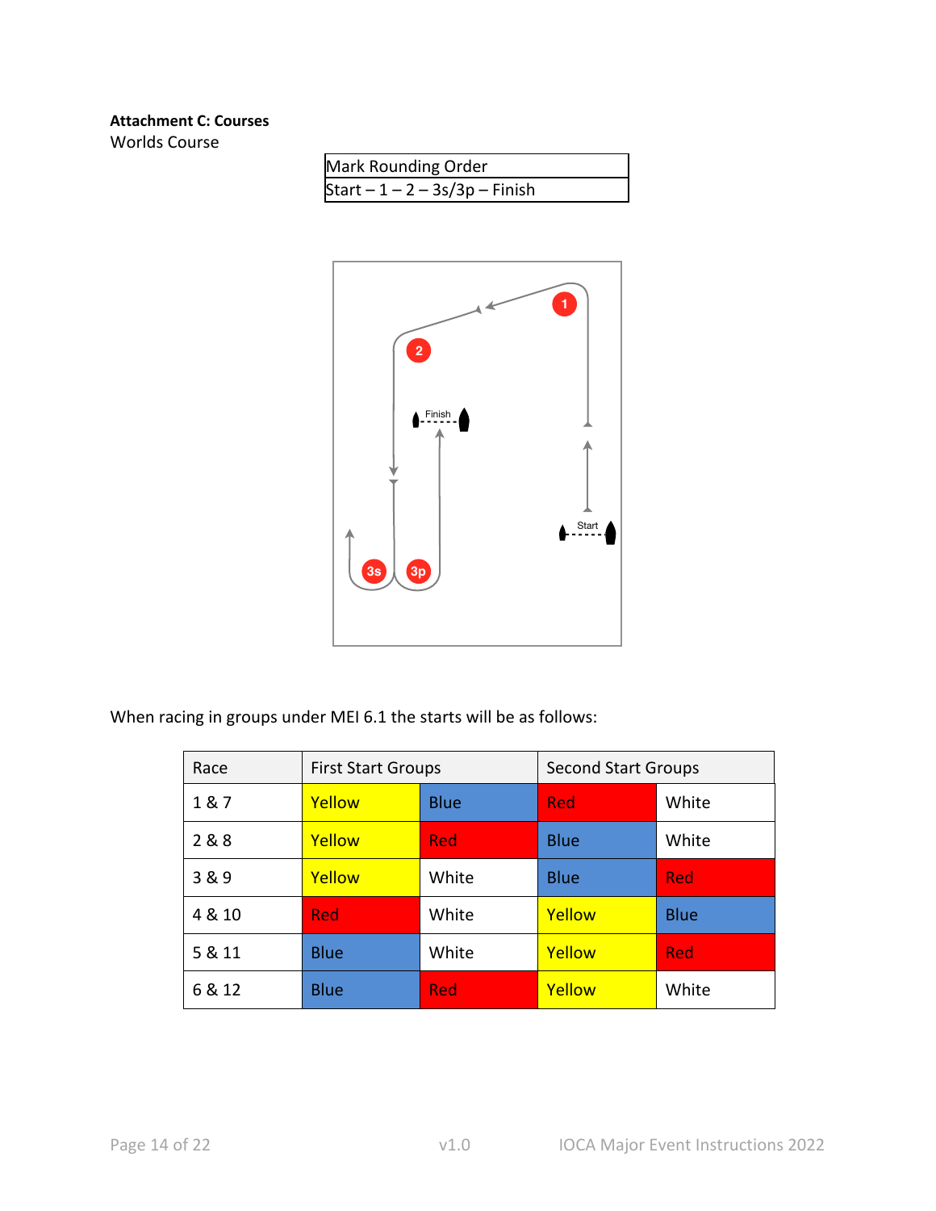**Attachment C: Courses**

Worlds Course

| Mark Rounding Order |
| --- |
| Start – 1 – 2 – 3s/3p – Finish |

When racing in groups under MEI 6.1 the starts will be as follows:

| Race | First Start Groups | | Second Start Groups | |
| --- | --- | --- | --- | --- |
| 1 & 7 | Yellow | Blue | Red | White |
| 2 & 8 | Yellow | Red | Blue | White |
| 3 & 9 | Yellow | White | Blue | Red |
| 4 & 10 | Red | White | Yellow | Blue |
| 5 & 11 | Blue | White | Yellow | Red |
| 6 & 12 | Blue | Red | Yellow | White |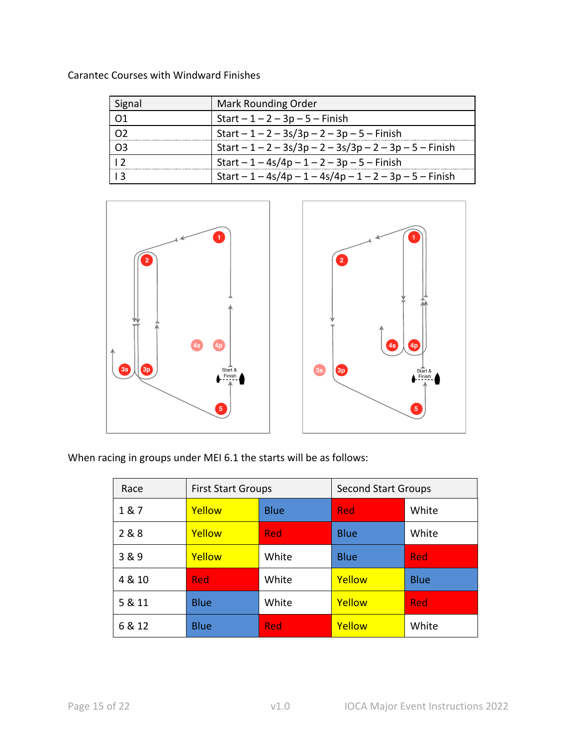Carantec Courses with Windward Finishes

| Signal | Mark Rounding Order |
|---|---|
| O1 | Start – 1 – 2 – 3p – 5 – Finish |
| O2 | Start – 1 – 2 – 3s/3p – 2 – 3p – 5 – Finish |
| O3 | Start – 1 – 2 – 3s/3p – 2 – 3s/3p – 2 – 3p – 5 – Finish |
| I 2 | Start – 1 – 4s/4p – 1 – 2 – 3p – 5 – Finish |
| I 3 | Start – 1 – 4s/4p – 1 – 4s/4p – 1 – 2 – 3p – 5 – Finish |

When racing in groups under MEI 6.1 the starts will be as follows:

| Race | First Start Groups | | Second Start Groups | |
|---|---|---|---|---|
| 1 & 7 | Yellow | Blue | Red | White |
| 2 & 8 | Yellow | Red | Blue | White |
| 3 & 9 | Yellow | White | Blue | Red |
| 4 & 10 | Red | White | Yellow | Blue |
| 5 & 11 | Blue | White | Yellow | Red |
| 6 & 12 | Blue | Red | Yellow | White |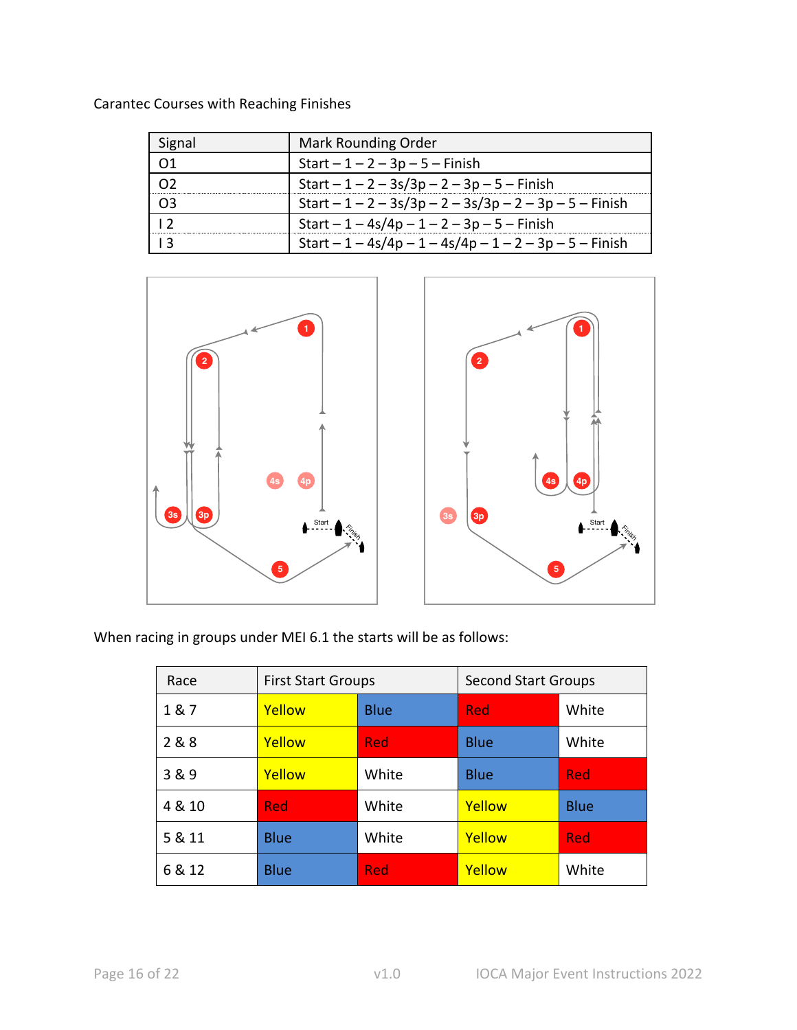Carantec Courses with Reaching Finishes

| Signal | Mark Rounding Order |
|---|---|
| O1 | Start – 1 – 2 – 3p – 5 – Finish |
| O2 | Start – 1 – 2 – 3s/3p – 2 – 3p – 5 – Finish |
| O3 | Start – 1 – 2 – 3s/3p – 2 – 3s/3p – 2 – 3p – 5 – Finish |
| I 2 | Start – 1 – 4s/4p – 1 – 2 – 3p – 5 – Finish |
| I 3 | Start – 1 – 4s/4p – 1 – 4s/4p – 1 – 2 – 3p – 5 – Finish |

When racing in groups under MEI 6.1 the starts will be as follows:

| Race | First Start Groups | | Second Start Groups | |
|---|---|---|---|---|
| 1 & 7 | Yellow | Blue | Red | White |
| 2 & 8 | Yellow | Red | Blue | White |
| 3 & 9 | Yellow | White | Blue | Red |
| 4 & 10 | Red | White | Yellow | Blue |
| 5 & 11 | Blue | White | Yellow | Red |
| 6 & 12 | Blue | Red | Yellow | White |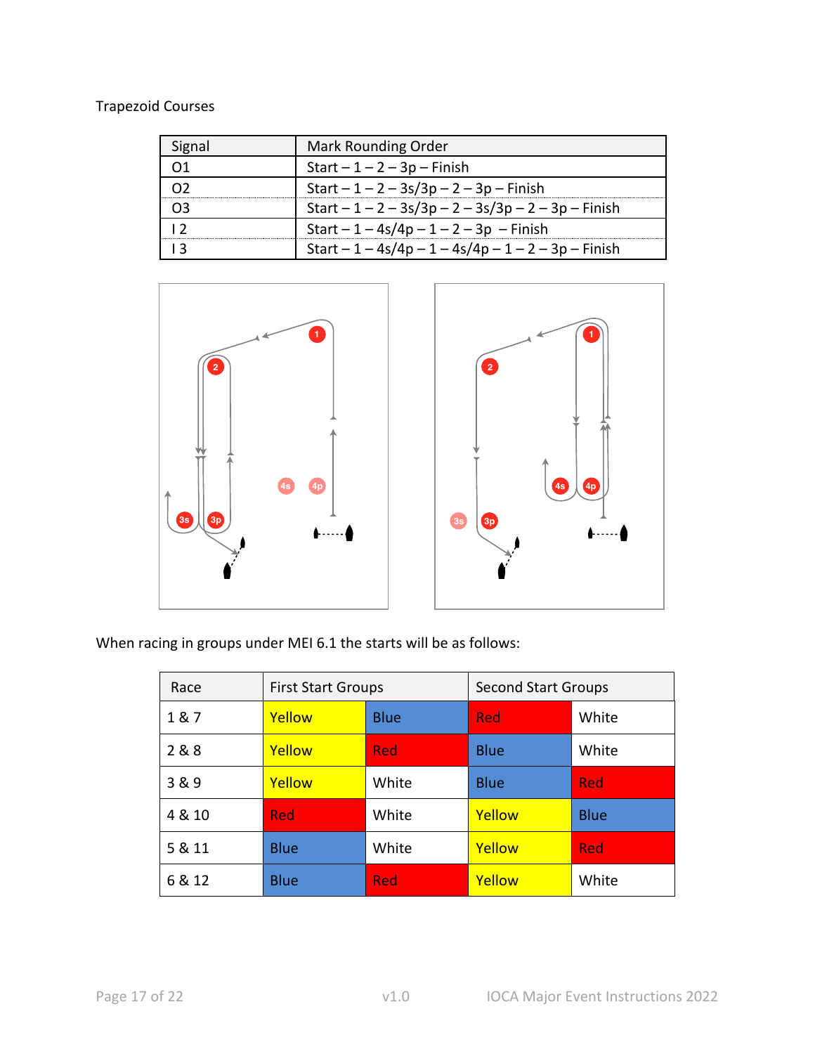Trapezoid Courses

| Signal | Mark Rounding Order |
| --- | --- |
| O1 | Start – 1 – 2 – 3p – Finish |
| O2 | Start – 1 – 2 – 3s/3p – 2 – 3p – Finish |
| O3 | Start – 1 – 2 – 3s/3p – 2 – 3s/3p – 2 – 3p – Finish |
| I 2 | Start – 1 – 4s/4p – 1 – 2 – 3p – Finish |
| I 3 | Start – 1 – 4s/4p – 1 – 4s/4p – 1 – 2 – 3p – Finish |

When racing in groups under MEI 6.1 the starts will be as follows:

| Race | First Start Groups | | Second Start Groups | |
| --- | --- | --- | --- | --- |
| 1 & 7 | Yellow | Blue | Red | White |
| 2 & 8 | Yellow | Red | Blue | White |
| 3 & 9 | Yellow | White | Blue | Red |
| 4 & 10 | Red | White | Yellow | Blue |
| 5 & 11 | Blue | White | Yellow | Red |
| 6 & 12 | Blue | Red | Yellow | White |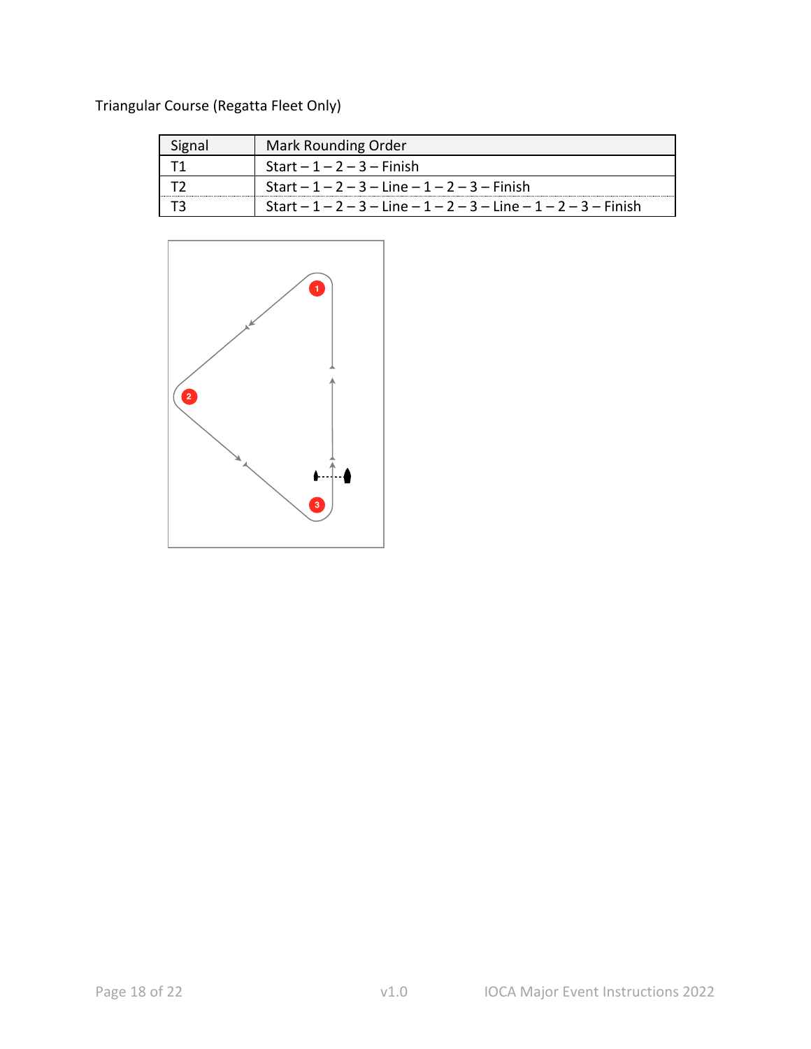Triangular Course (Regatta Fleet Only)

| Signal | Mark Rounding Order |
| --- | --- |
| T1 | Start – 1 – 2 – 3 – Finish |
| T2 | Start – 1 – 2 – 3 – Line – 1 – 2 – 3 – Finish |
| T3 | Start – 1 – 2 – 3 – Line – 1 – 2 – 3 – Line – 1 – 2 – 3 – Finish |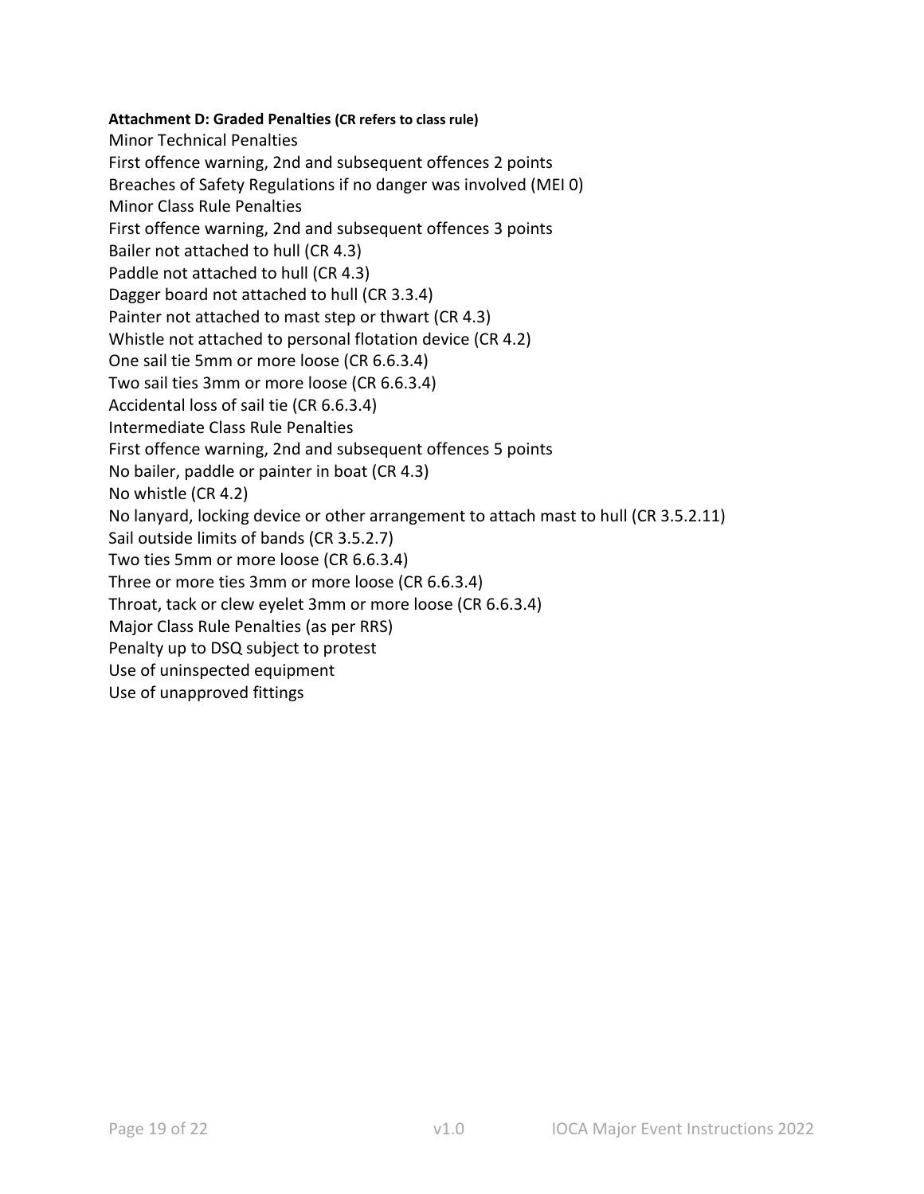**Attachment D: Graded Penalties (CR refers to class rule)**

Minor Technical Penalties

First offence warning, 2nd and subsequent offences 2 points

Breaches of Safety Regulations if no danger was involved (MEI 0)

Minor Class Rule Penalties

First offence warning, 2nd and subsequent offences 3 points

Bailer not attached to hull (CR 4.3)

Paddle not attached to hull (CR 4.3)

Dagger board not attached to hull (CR 3.3.4)

Painter not attached to mast step or thwart (CR 4.3)

Whistle not attached to personal flotation device (CR 4.2)

One sail tie 5mm or more loose (CR 6.6.3.4)

Two sail ties 3mm or more loose (CR 6.6.3.4)

Accidental loss of sail tie (CR 6.6.3.4)

Intermediate Class Rule Penalties

First offence warning, 2nd and subsequent offences 5 points

No bailer, paddle or painter in boat (CR 4.3)

No whistle (CR 4.2)

No lanyard, locking device or other arrangement to attach mast to hull (CR 3.5.2.11)

Sail outside limits of bands (CR 3.5.2.7)

Two ties 5mm or more loose (CR 6.6.3.4)

Three or more ties 3mm or more loose (CR 6.6.3.4)

Throat, tack or clew eyelet 3mm or more loose (CR 6.6.3.4)

Major Class Rule Penalties (as per RRS)

Penalty up to DSQ subject to protest

Use of uninspected equipment

Use of unapproved fittings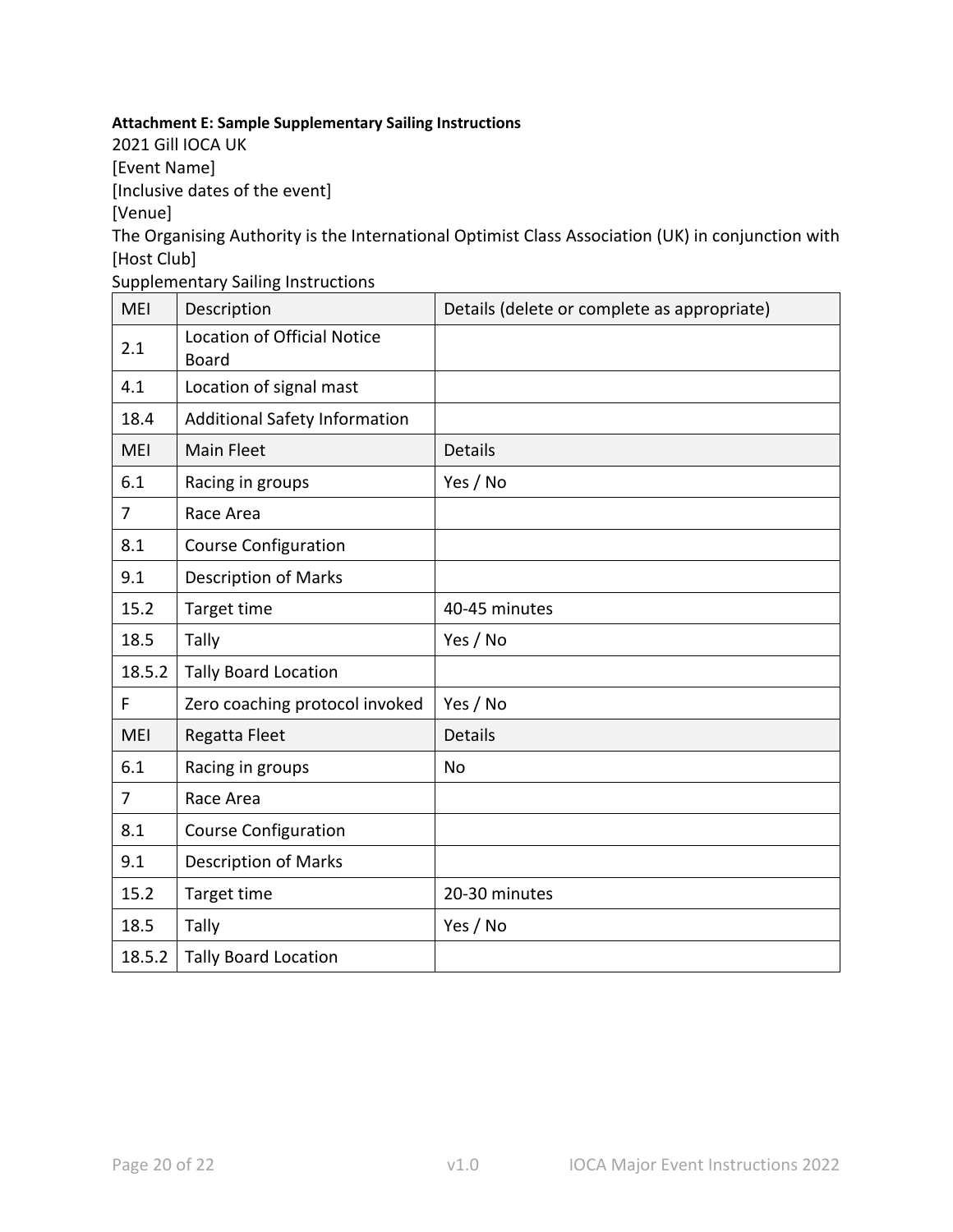**Attachment E: Sample Supplementary Sailing Instructions**

2021 Gill IOCA UK

[Event Name]

[Inclusive dates of the event]

[Venue]

The Organising Authority is the International Optimist Class Association (UK) in conjunction with [Host Club]

Supplementary Sailing Instructions

| MEI | Description | Details (delete or complete as appropriate) |
|---|---|---|
| 2.1 | Location of Official Notice Board | |
| 4.1 | Location of signal mast | |
| 18.4 | Additional Safety Information | |
| MEI | Main Fleet | Details |
| 6.1 | Racing in groups | Yes / No |
| 7 | Race Area | |
| 8.1 | Course Configuration | |
| 9.1 | Description of Marks | |
| 15.2 | Target time | 40-45 minutes |
| 18.5 | Tally | Yes / No |
| 18.5.2 | Tally Board Location | |
| F | Zero coaching protocol invoked | Yes / No |
| MEI | Regatta Fleet | Details |
| 6.1 | Racing in groups | No |
| 7 | Race Area | |
| 8.1 | Course Configuration | |
| 9.1 | Description of Marks | |
| 15.2 | Target time | 20-30 minutes |
| 18.5 | Tally | Yes / No |
| 18.5.2 | Tally Board Location | |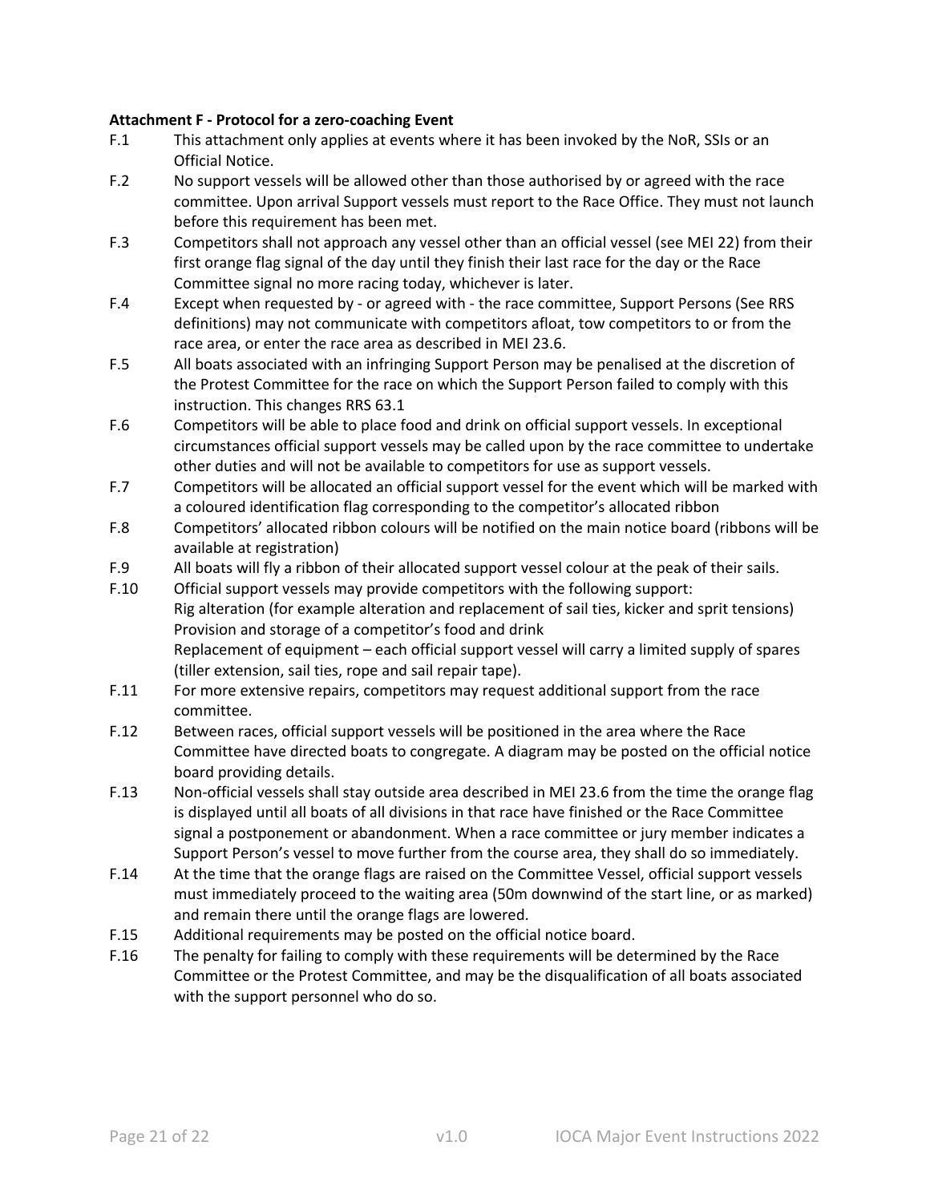**Attachment F - Protocol for a zero-coaching Event**

F.1 This attachment only applies at events where it has been invoked by the NoR, SSIs or an Official Notice.

F.2 No support vessels will be allowed other than those authorised by or agreed with the race committee. Upon arrival Support vessels must report to the Race Office. They must not launch before this requirement has been met.

F.3 Competitors shall not approach any vessel other than an official vessel (see MEI 22) from their first orange flag signal of the day until they finish their last race for the day or the Race Committee signal no more racing today, whichever is later.

F.4 Except when requested by - or agreed with - the race committee, Support Persons (See RRS definitions) may not communicate with competitors afloat, tow competitors to or from the race area, or enter the race area as described in MEI 23.6.

F.5 All boats associated with an infringing Support Person may be penalised at the discretion of the Protest Committee for the race on which the Support Person failed to comply with this instruction. This changes RRS 63.1

F.6 Competitors will be able to place food and drink on official support vessels. In exceptional circumstances official support vessels may be called upon by the race committee to undertake other duties and will not be available to competitors for use as support vessels.

F.7 Competitors will be allocated an official support vessel for the event which will be marked with a coloured identification flag corresponding to the competitor's allocated ribbon

F.8 Competitors' allocated ribbon colours will be notified on the main notice board (ribbons will be available at registration)

F.9 All boats will fly a ribbon of their allocated support vessel colour at the peak of their sails.

F.10 Official support vessels may provide competitors with the following support:
Rig alteration (for example alteration and replacement of sail ties, kicker and sprit tensions)
Provision and storage of a competitor's food and drink
Replacement of equipment – each official support vessel will carry a limited supply of spares (tiller extension, sail ties, rope and sail repair tape).

F.11 For more extensive repairs, competitors may request additional support from the race committee.

F.12 Between races, official support vessels will be positioned in the area where the Race Committee have directed boats to congregate. A diagram may be posted on the official notice board providing details.

F.13 Non-official vessels shall stay outside area described in MEI 23.6 from the time the orange flag is displayed until all boats of all divisions in that race have finished or the Race Committee signal a postponement or abandonment. When a race committee or jury member indicates a Support Person's vessel to move further from the course area, they shall do so immediately.

F.14 At the time that the orange flags are raised on the Committee Vessel, official support vessels must immediately proceed to the waiting area (50m downwind of the start line, or as marked) and remain there until the orange flags are lowered.

F.15 Additional requirements may be posted on the official notice board.

F.16 The penalty for failing to comply with these requirements will be determined by the Race Committee or the Protest Committee, and may be the disqualification of all boats associated with the support personnel who do so.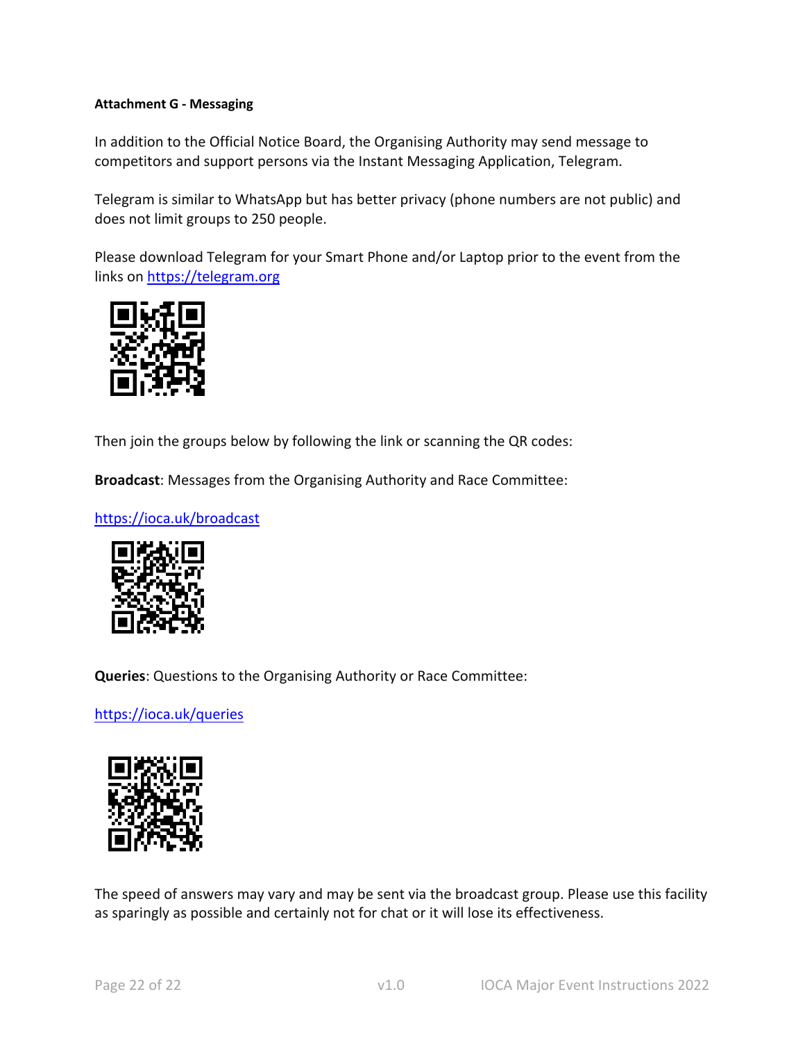**Attachment G - Messaging**

In addition to the Official Notice Board, the Organising Authority may send message to competitors and support persons via the Instant Messaging Application, Telegram.

Telegram is similar to WhatsApp but has better privacy (phone numbers are not public) and does not limit groups to 250 people.

Please download Telegram for your Smart Phone and/or Laptop prior to the event from the links on https://telegram.org

Then join the groups below by following the link or scanning the QR codes:

**Broadcast**: Messages from the Organising Authority and Race Committee:

https://ioca.uk/broadcast

**Queries**: Questions to the Organising Authority or Race Committee:

https://ioca.uk/queries

The speed of answers may vary and may be sent via the broadcast group. Please use this facility as sparingly as possible and certainly not for chat or it will lose its effectiveness.